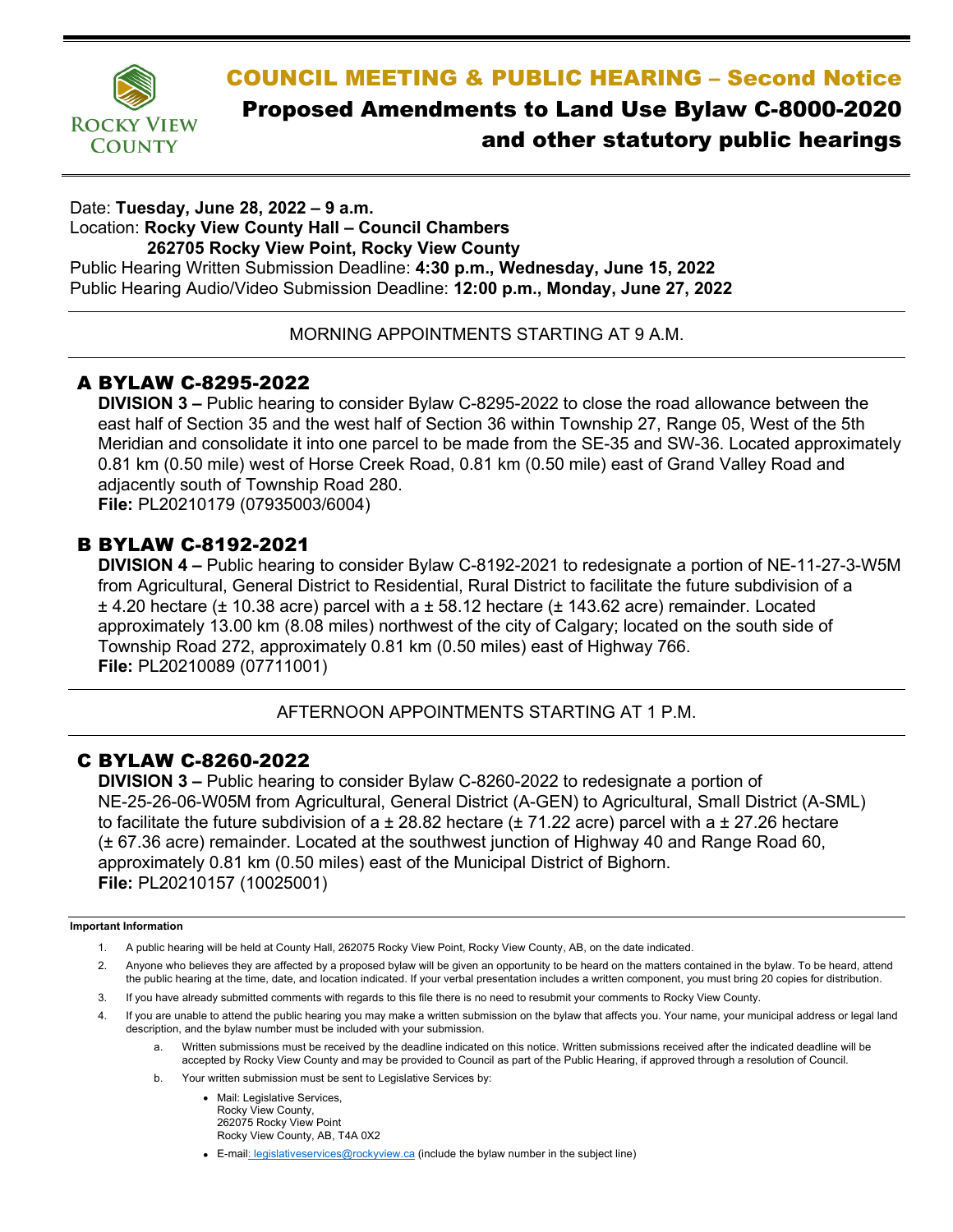# COUNCIL MEETING & PUBLIC HEARING – Second Notice

## Proposed Amendments to Land Use Bylaw C-8000-2020 and other statutory public hearings

Date: **Tuesday, June 28, 2022 – 9 a.m.**
Location: **Rocky View County Hall – Council Chambers**
**262705 Rocky View Point, Rocky View County**
Public Hearing Written Submission Deadline: **4:30 p.m., Wednesday, June 15, 2022**
Public Hearing Audio/Video Submission Deadline: **12:00 p.m., Monday, June 27, 2022**

MORNING APPOINTMENTS STARTING AT 9 A.M.

### A BYLAW C-8295-2022

**DIVISION 3 –** Public hearing to consider Bylaw C-8295-2022 to close the road allowance between the east half of Section 35 and the west half of Section 36 within Township 27, Range 05, West of the 5th Meridian and consolidate it into one parcel to be made from the SE-35 and SW-36. Located approximately 0.81 km (0.50 mile) west of Horse Creek Road, 0.81 km (0.50 mile) east of Grand Valley Road and adjacently south of Township Road 280.
**File:** PL20210179 (07935003/6004)

### B BYLAW C-8192-2021

**DIVISION 4 –** Public hearing to consider Bylaw C-8192-2021 to redesignate a portion of NE-11-27-3-W5M from Agricultural, General District to Residential, Rural District to facilitate the future subdivision of a ± 4.20 hectare (± 10.38 acre) parcel with a ± 58.12 hectare (± 143.62 acre) remainder. Located approximately 13.00 km (8.08 miles) northwest of the city of Calgary; located on the south side of Township Road 272, approximately 0.81 km (0.50 miles) east of Highway 766.
**File:** PL20210089 (07711001)

AFTERNOON APPOINTMENTS STARTING AT 1 P.M.

### C BYLAW C-8260-2022

**DIVISION 3 –** Public hearing to consider Bylaw C-8260-2022 to redesignate a portion of NE-25-26-06-W05M from Agricultural, General District (A-GEN) to Agricultural, Small District (A-SML) to facilitate the future subdivision of a ± 28.82 hectare (± 71.22 acre) parcel with a ± 27.26 hectare (± 67.36 acre) remainder. Located at the southwest junction of Highway 40 and Range Road 60, approximately 0.81 km (0.50 miles) east of the Municipal District of Bighorn.
**File:** PL20210157 (10025001)

**Important Information**

1. A public hearing will be held at County Hall, 262075 Rocky View Point, Rocky View County, AB, on the date indicated.
2. Anyone who believes they are affected by a proposed bylaw will be given an opportunity to be heard on the matters contained in the bylaw. To be heard, attend the public hearing at the time, date, and location indicated. If your verbal presentation includes a written component, you must bring 20 copies for distribution.
3. If you have already submitted comments with regards to this file there is no need to resubmit your comments to Rocky View County.
4. If you are unable to attend the public hearing you may make a written submission on the bylaw that affects you. Your name, your municipal address or legal land description, and the bylaw number must be included with your submission.
   a. Written submissions must be received by the deadline indicated on this notice. Written submissions received after the indicated deadline will be accepted by Rocky View County and may be provided to Council as part of the Public Hearing, if approved through a resolution of Council.
   b. Your written submission must be sent to Legislative Services by:
      - Mail: Legislative Services,
        Rocky View County,
        262075 Rocky View Point
        Rocky View County, AB, T4A 0X2
      - E-mail: legislativeservices@rockyview.ca (include the bylaw number in the subject line)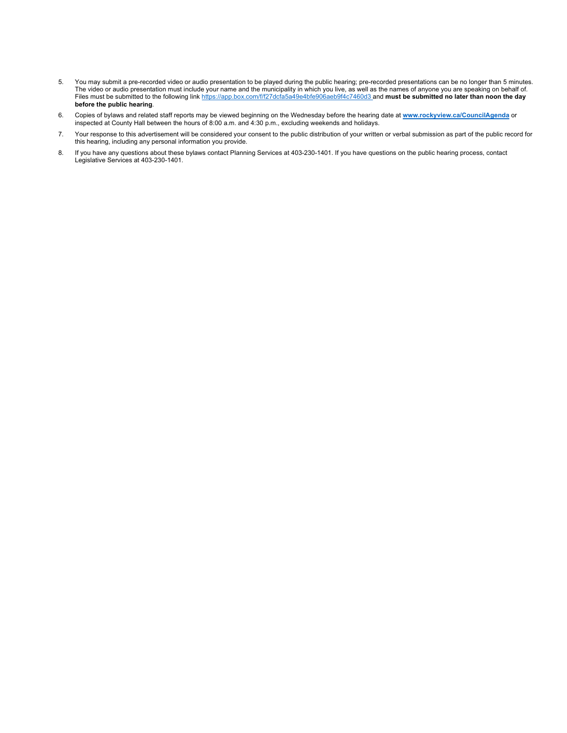5. You may submit a pre-recorded video or audio presentation to be played during the public hearing; pre-recorded presentations can be no longer than 5 minutes. The video or audio presentation must include your name and the municipality in which you live, as well as the names of anyone you are speaking on behalf of. Files must be submitted to the following link https://app.box.com/f/f27dcfa5a49e4bfe906aeb9f4c7460d3 and **must be submitted no later than noon the day before the public hearing**.

6. Copies of bylaws and related staff reports may be viewed beginning on the Wednesday before the hearing date at **www.rockyview.ca/CouncilAgenda** or inspected at County Hall between the hours of 8:00 a.m. and 4:30 p.m., excluding weekends and holidays.

7. Your response to this advertisement will be considered your consent to the public distribution of your written or verbal submission as part of the public record for this hearing, including any personal information you provide.

8. If you have any questions about these bylaws contact Planning Services at 403-230-1401. If you have questions on the public hearing process, contact Legislative Services at 403-230-1401.